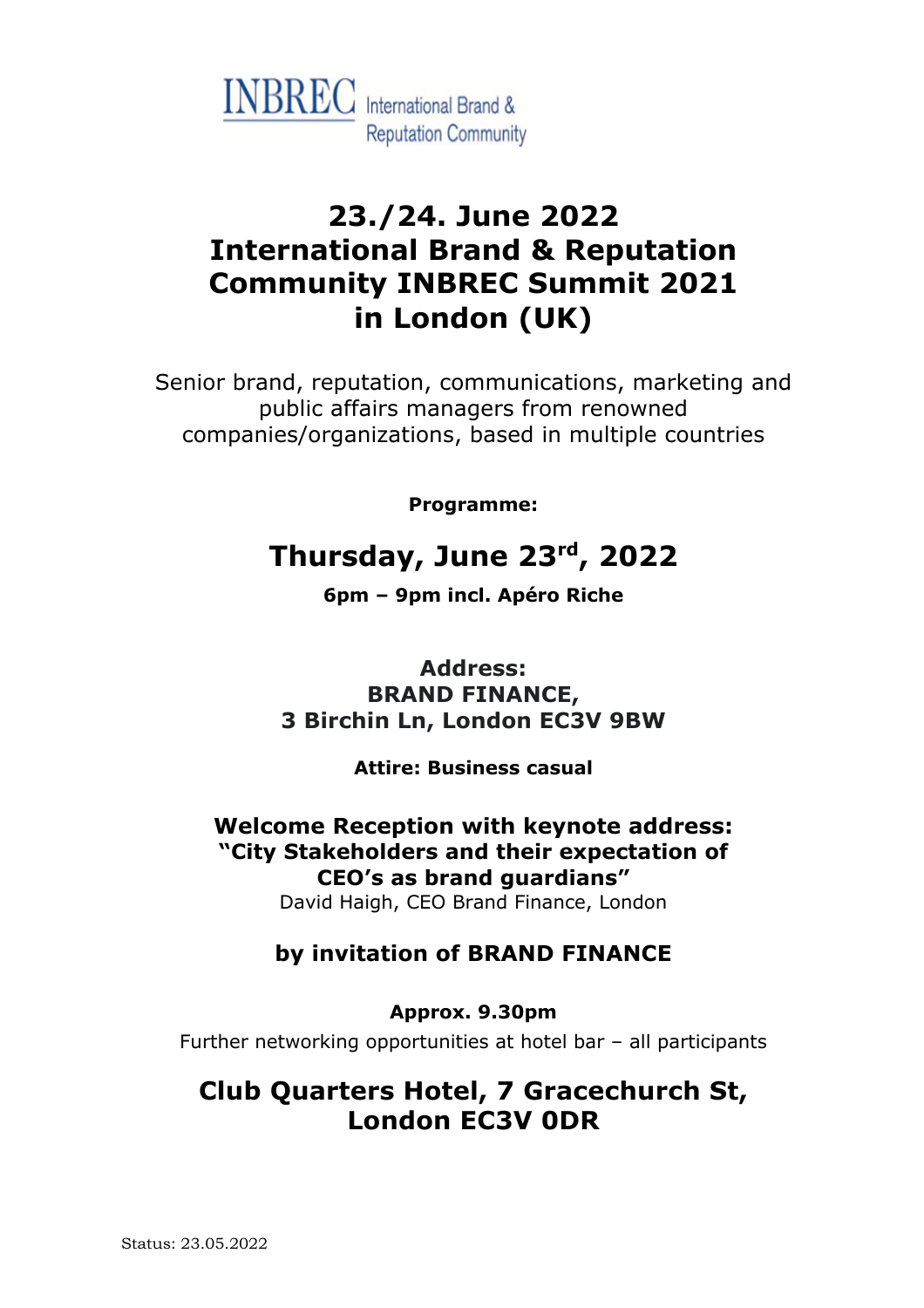**INBREC** International Brand & Reputation Community

# 23./24. June 2022 International Brand & Reputation Community INBREC Summit 2021 in London (UK)

Senior brand, reputation, communications, marketing and public affairs managers from renowned companies/organizations, based in multiple countries

**Programme:**

## Thursday, June 23rd, 2022

**6pm – 9pm incl. Apéro Riche**

**Address:**
**BRAND FINANCE,**
**3 Birchin Ln, London EC3V 9BW**

**Attire: Business casual**

**Welcome Reception with keynote address:**
**"City Stakeholders and their expectation of CEO's as brand guardians"**
David Haigh, CEO Brand Finance, London

**by invitation of BRAND FINANCE**

**Approx. 9.30pm**
Further networking opportunities at hotel bar – all participants

**Club Quarters Hotel, 7 Gracechurch St, London EC3V 0DR**

Status: 23.05.2022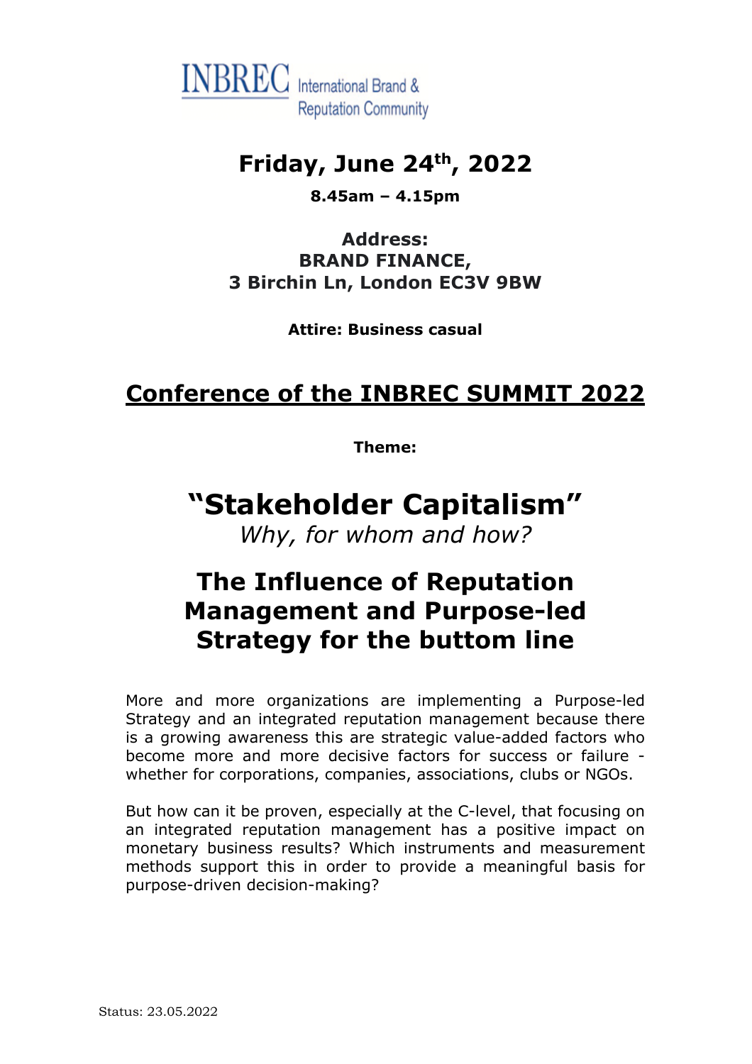INBREC International Brand & Reputation Community

## Friday, June 24th, 2022

**8.45am – 4.15pm**

**Address:**
**BRAND FINANCE,**
**3 Birchin Ln, London EC3V 9BW**

**Attire: Business casual**

# <u>Conference of the INBREC SUMMIT 2022</u>

**Theme:**

# "Stakeholder Capitalism"

*Why, for whom and how?*

## The Influence of Reputation Management and Purpose-led Strategy for the buttom line

More and more organizations are implementing a Purpose-led Strategy and an integrated reputation management because there is a growing awareness this are strategic value-added factors who become more and more decisive factors for success or failure - whether for corporations, companies, associations, clubs or NGOs.

But how can it be proven, especially at the C-level, that focusing on an integrated reputation management has a positive impact on monetary business results? Which instruments and measurement methods support this in order to provide a meaningful basis for purpose-driven decision-making?

Status: 23.05.2022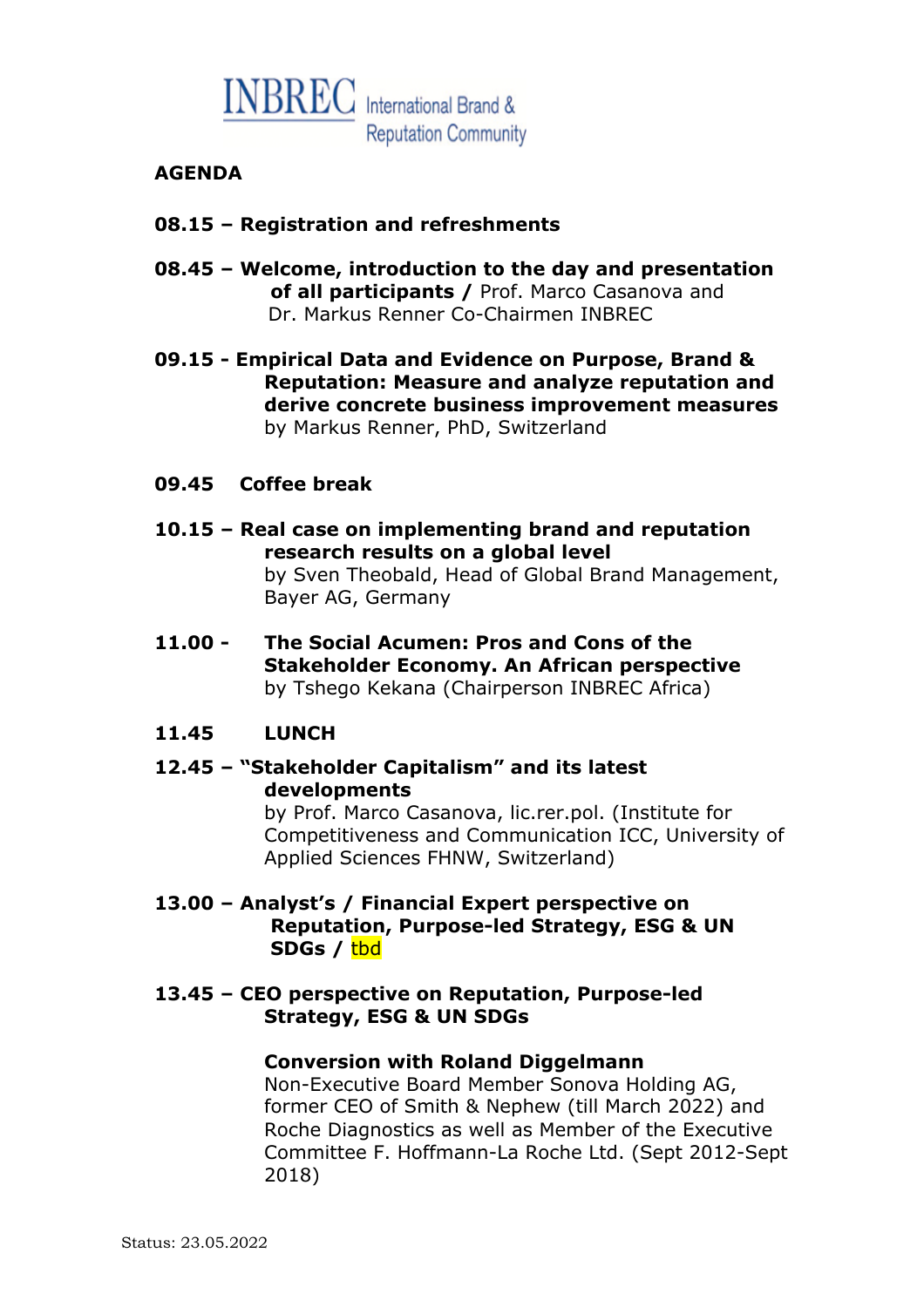INBREC International Brand & Reputation Community

**AGENDA**

**08.15 – Registration and refreshments**

**08.45 – Welcome, introduction to the day and presentation of all participants /** Prof. Marco Casanova and Dr. Markus Renner Co-Chairmen INBREC

**09.15 - Empirical Data and Evidence on Purpose, Brand & Reputation: Measure and analyze reputation and derive concrete business improvement measures**
by Markus Renner, PhD, Switzerland

**09.45 Coffee break**

**10.15 – Real case on implementing brand and reputation research results on a global level**
by Sven Theobald, Head of Global Brand Management, Bayer AG, Germany

**11.00 - The Social Acumen: Pros and Cons of the Stakeholder Economy. An African perspective**
by Tshego Kekana (Chairperson INBREC Africa)

**11.45 LUNCH**

**12.45 – "Stakeholder Capitalism" and its latest developments**
by Prof. Marco Casanova, lic.rer.pol. (Institute for Competitiveness and Communication ICC, University of Applied Sciences FHNW, Switzerland)

**13.00 – Analyst's / Financial Expert perspective on Reputation, Purpose-led Strategy, ESG & UN SDGs /** tbd

**13.45 – CEO perspective on Reputation, Purpose-led Strategy, ESG & UN SDGs**

**Conversion with Roland Diggelmann**
Non-Executive Board Member Sonova Holding AG, former CEO of Smith & Nephew (till March 2022) and Roche Diagnostics as well as Member of the Executive Committee F. Hoffmann-La Roche Ltd. (Sept 2012-Sept 2018)

Status: 23.05.2022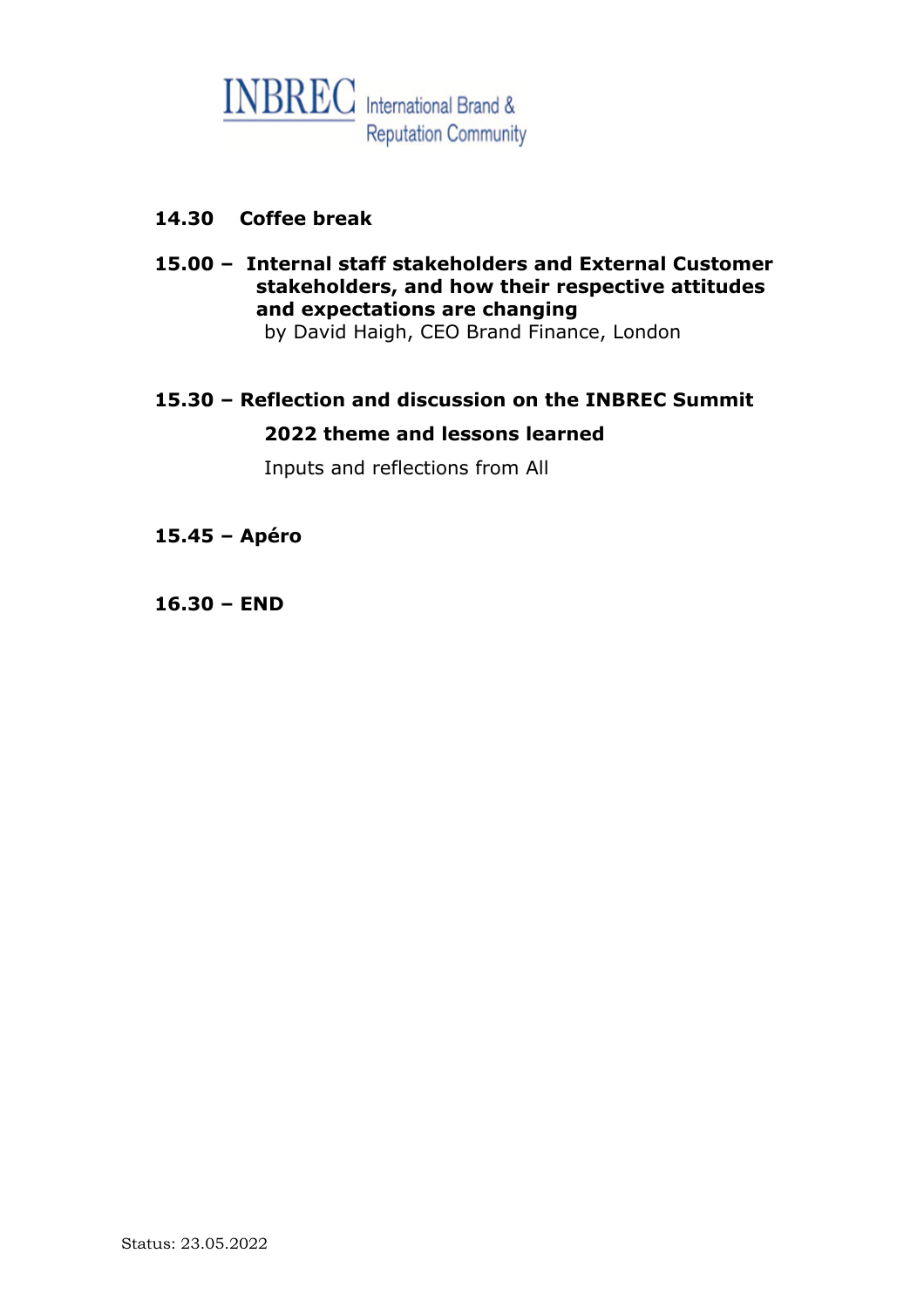INBREC International Brand & Reputation Community

**14.30 Coffee break**

**15.00 – Internal staff stakeholders and External Customer stakeholders, and how their respective attitudes and expectations are changing**
by David Haigh, CEO Brand Finance, London

**15.30 – Reflection and discussion on the INBREC Summit 2022 theme and lessons learned**
Inputs and reflections from All

**15.45 – Apéro**

**16.30 – END**

Status: 23.05.2022